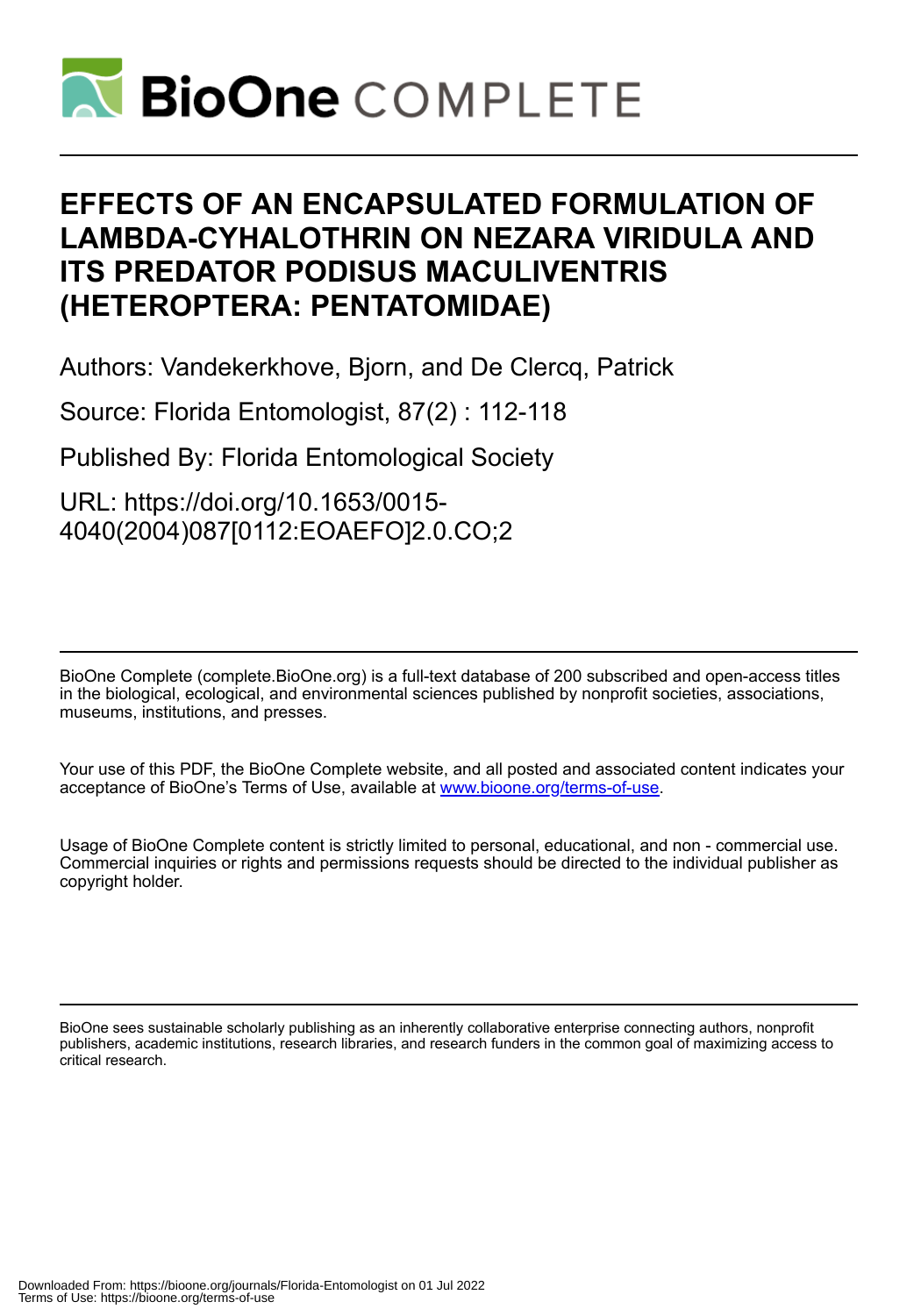# EFFECTS OF AN ENCAPSULATED FORMULATION OF LAMBDA-CYHALOTHRIN ON NEZARA VIRIDULA AND ITS PREDATOR PODISUS MACULIVENTRIS (HETEROPTERA: PENTATOMIDAE)

Authors: Vandekerkhove, Bjorn, and De Clercq, Patrick

Source: Florida Entomologist, 87(2) : 112-118

Published By: Florida Entomological Society

URL: https://doi.org/10.1653/0015-4040(2004)087[0112:EOAEFO]2.0.CO;2

BioOne Complete (complete.BioOne.org) is a full-text database of 200 subscribed and open-access titles in the biological, ecological, and environmental sciences published by nonprofit societies, associations, museums, institutions, and presses.

Your use of this PDF, the BioOne Complete website, and all posted and associated content indicates your acceptance of BioOne's Terms of Use, available at www.bioone.org/terms-of-use.

Usage of BioOne Complete content is strictly limited to personal, educational, and non - commercial use. Commercial inquiries or rights and permissions requests should be directed to the individual publisher as copyright holder.

BioOne sees sustainable scholarly publishing as an inherently collaborative enterprise connecting authors, nonprofit publishers, academic institutions, research libraries, and research funders in the common goal of maximizing access to critical research.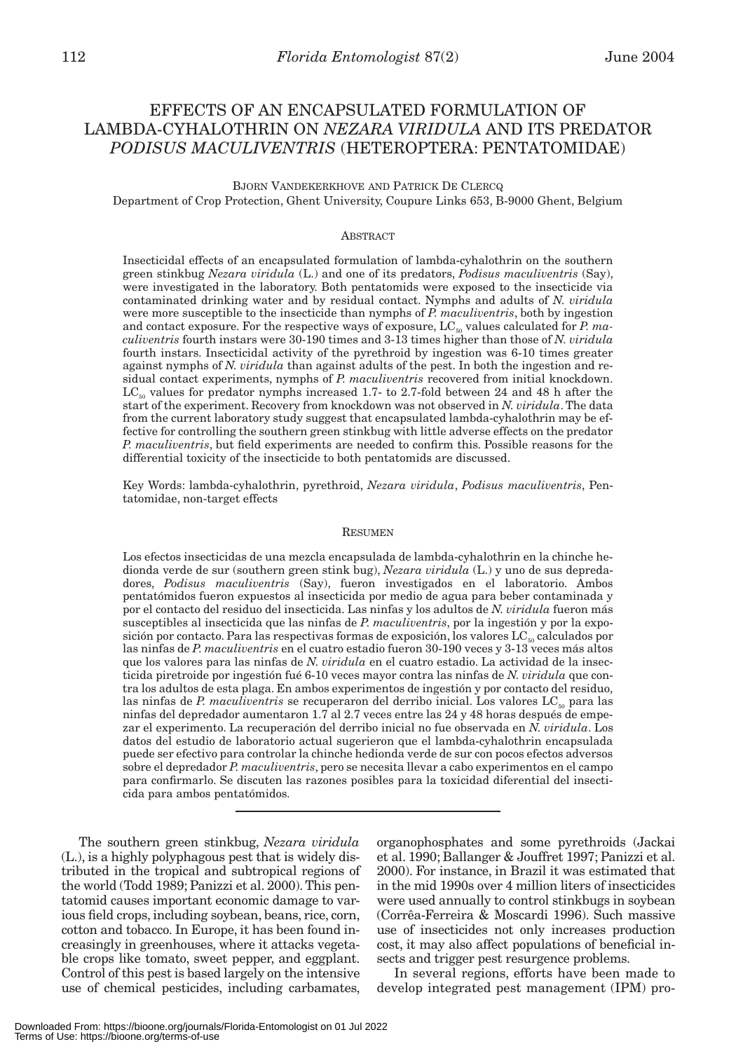# EFFECTS OF AN ENCAPSULATED FORMULATION OF LAMBDA-CYHALOTHRIN ON *NEZARA VIRIDULA* AND ITS PREDATOR *PODISUS MACULIVENTRIS* (HETEROPTERA: PENTATOMIDAE)

BJORN VANDEKERKHOVE AND PATRICK DE CLERCQ
Department of Crop Protection, Ghent University, Coupure Links 653, B-9000 Ghent, Belgium

## ABSTRACT

Insecticidal effects of an encapsulated formulation of lambda-cyhalothrin on the southern green stinkbug *Nezara viridula* (L.) and one of its predators, *Podisus maculiventris* (Say), were investigated in the laboratory. Both pentatomids were exposed to the insecticide via contaminated drinking water and by residual contact. Nymphs and adults of *N. viridula* were more susceptible to the insecticide than nymphs of *P. maculiventris*, both by ingestion and contact exposure. For the respective ways of exposure, $LC_{50}$ values calculated for *P. maculiventris* fourth instars were 30-190 times and 3-13 times higher than those of *N. viridula* fourth instars. Insecticidal activity of the pyrethroid by ingestion was 6-10 times greater against nymphs of *N. viridula* than against adults of the pest. In both the ingestion and residual contact experiments, nymphs of *P. maculiventris* recovered from initial knockdown. $LC_{50}$ values for predator nymphs increased 1.7- to 2.7-fold between 24 and 48 h after the start of the experiment. Recovery from knockdown was not observed in *N. viridula*. The data from the current laboratory study suggest that encapsulated lambda-cyhalothrin may be effective for controlling the southern green stinkbug with little adverse effects on the predator *P. maculiventris*, but field experiments are needed to confirm this. Possible reasons for the differential toxicity of the insecticide to both pentatomids are discussed.

Key Words: lambda-cyhalothrin, pyrethroid, *Nezara viridula*, *Podisus maculiventris*, Pentatomidae, non-target effects

## RESUMEN

Los efectos insecticidas de una mezcla encapsulada de lambda-cyhalothrin en la chinche hedionda verde de sur (southern green stink bug), *Nezara viridula* (L.) y uno de sus depredadores, *Podisus maculiventris* (Say), fueron investigados en el laboratorio. Ambos pentatómidos fueron expuestos al insecticida por medio de agua para beber contaminada y por el contacto del residuo del insecticida. Las ninfas y los adultos de *N. viridula* fueron más susceptibles al insecticida que las ninfas de *P. maculiventris*, por la ingestión y por la exposición por contacto. Para las respectivas formas de exposición, los valores $LC_{50}$ calculados por las ninfas de *P. maculiventris* en el cuatro estadio fueron 30-190 veces y 3-13 veces más altos que los valores para las ninfas de *N. viridula* en el cuatro estadio. La actividad de la insecticida piretroide por ingestión fué 6-10 veces mayor contra las ninfas de *N. viridula* que contra los adultos de esta plaga. En ambos experimentos de ingestión y por contacto del residuo, las ninfas de *P. maculiventris* se recuperaron del derribo inicial. Los valores $LC_{50}$ para las ninfas del depredador aumentaron 1.7 al 2.7 veces entre las 24 y 48 horas después de empezar el experimento. La recuperación del derribo inicial no fue observada en *N. viridula*. Los datos del estudio de laboratorio actual sugerieron que el lambda-cyhalothrin encapsulada puede ser efectivo para controlar la chinche hedionda verde de sur con pocos efectos adversos sobre el depredador *P. maculiventris*, pero se necesita llevar a cabo experimentos en el campo para confirmarlo. Se discuten las razones posibles para la toxicidad diferencial del insecticida para ambos pentatómidos.

---

The southern green stinkbug, *Nezara viridula* (L.), is a highly polyphagous pest that is widely distributed in the tropical and subtropical regions of the world (Todd 1989; Panizzi et al. 2000). This pentatomid causes important economic damage to various field crops, including soybean, beans, rice, corn, cotton and tobacco. In Europe, it has been found increasingly in greenhouses, where it attacks vegetable crops like tomato, sweet pepper, and eggplant. Control of this pest is based largely on the intensive use of chemical pesticides, including carbamates, organophosphates and some pyrethroids (Jackai et al. 1990; Ballanger & Jouffret 1997; Panizzi et al. 2000). For instance, in Brazil it was estimated that in the mid 1990s over 4 million liters of insecticides were used annually to control stinkbugs in soybean (Corrêa-Ferreira & Moscardi 1996). Such massive use of insecticides not only increases production cost, it may also affect populations of beneficial insects and trigger pest resurgence problems.

In several regions, efforts have been made to develop integrated pest management (IPM) pro-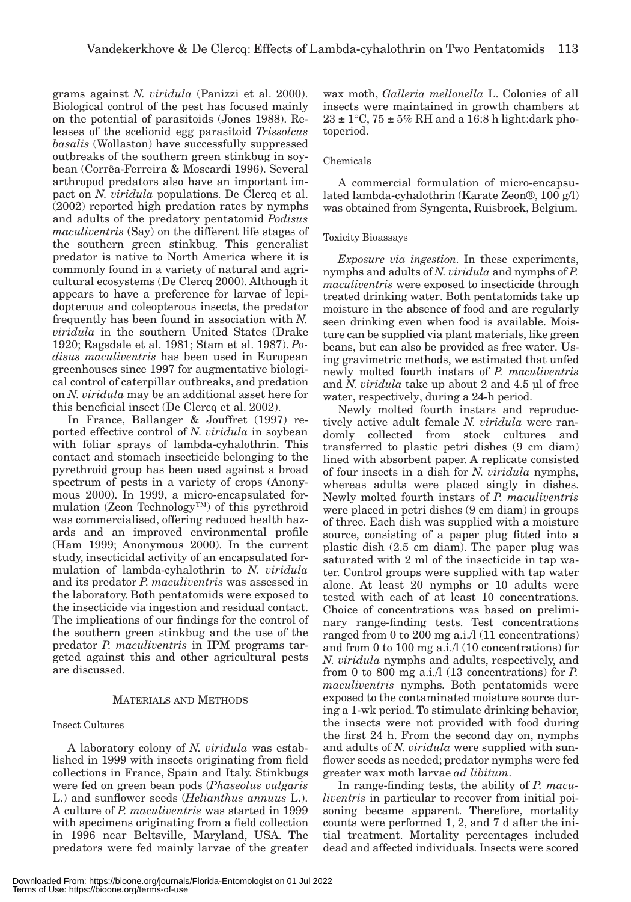grams against *N. viridula* (Panizzi et al. 2000). Biological control of the pest has focused mainly on the potential of parasitoids (Jones 1988). Releases of the scelionid egg parasitoid *Trissolcus basalis* (Wollaston) have successfully suppressed outbreaks of the southern green stinkbug in soybean (Corrêa-Ferreira & Moscardi 1996). Several arthropod predators also have an important impact on *N. viridula* populations. De Clercq et al. (2002) reported high predation rates by nymphs and adults of the predatory pentatomid *Podisus maculiventris* (Say) on the different life stages of the southern green stinkbug. This generalist predator is native to North America where it is commonly found in a variety of natural and agricultural ecosystems (De Clercq 2000). Although it appears to have a preference for larvae of lepidopterous and coleopterous insects, the predator frequently has been found in association with *N. viridula* in the southern United States (Drake 1920; Ragsdale et al. 1981; Stam et al. 1987). *Podisus maculiventris* has been used in European greenhouses since 1997 for augmentative biological control of caterpillar outbreaks, and predation on *N. viridula* may be an additional asset here for this beneficial insect (De Clercq et al. 2002).

In France, Ballanger & Jouffret (1997) reported effective control of *N. viridula* in soybean with foliar sprays of lambda-cyhalothrin. This contact and stomach insecticide belonging to the pyrethroid group has been used against a broad spectrum of pests in a variety of crops (Anonymous 2000). In 1999, a micro-encapsulated formulation (Zeon Technology™) of this pyrethroid was commercialised, offering reduced health hazards and an improved environmental profile (Ham 1999; Anonymous 2000). In the current study, insecticidal activity of an encapsulated formulation of lambda-cyhalothrin to *N. viridula* and its predator *P. maculiventris* was assessed in the laboratory. Both pentatomids were exposed to the insecticide via ingestion and residual contact. The implications of our findings for the control of the southern green stinkbug and the use of the predator *P. maculiventris* in IPM programs targeted against this and other agricultural pests are discussed.

## MATERIALS AND METHODS

### Insect Cultures

A laboratory colony of *N. viridula* was established in 1999 with insects originating from field collections in France, Spain and Italy. Stinkbugs were fed on green bean pods (*Phaseolus vulgaris* L.) and sunflower seeds (*Helianthus annuus* L.). A culture of *P. maculiventris* was started in 1999 with specimens originating from a field collection in 1996 near Beltsville, Maryland, USA. The predators were fed mainly larvae of the greater wax moth, *Galleria mellonella* L. Colonies of all insects were maintained in growth chambers at $23 \pm 1$°C, $75 \pm 5$% RH and a 16:8 h light:dark photoperiod.

### Chemicals

A commercial formulation of micro-encapsulated lambda-cyhalothrin (Karate Zeon®, 100 g/l) was obtained from Syngenta, Ruisbroek, Belgium.

### Toxicity Bioassays

*Exposure via ingestion.* In these experiments, nymphs and adults of *N. viridula* and nymphs of *P. maculiventris* were exposed to insecticide through treated drinking water. Both pentatomids take up moisture in the absence of food and are regularly seen drinking even when food is available. Moisture can be supplied via plant materials, like green beans, but can also be provided as free water. Using gravimetric methods, we estimated that unfed newly molted fourth instars of *P. maculiventris* and *N. viridula* take up about 2 and 4.5 µl of free water, respectively, during a 24-h period.

Newly molted fourth instars and reproductively active adult female *N. viridula* were randomly collected from stock cultures and transferred to plastic petri dishes (9 cm diam) lined with absorbent paper. A replicate consisted of four insects in a dish for *N. viridula* nymphs, whereas adults were placed singly in dishes. Newly molted fourth instars of *P. maculiventris* were placed in petri dishes (9 cm diam) in groups of three. Each dish was supplied with a moisture source, consisting of a paper plug fitted into a plastic dish (2.5 cm diam). The paper plug was saturated with 2 ml of the insecticide in tap water. Control groups were supplied with tap water alone. At least 20 nymphs or 10 adults were tested with each of at least 10 concentrations. Choice of concentrations was based on preliminary range-finding tests. Test concentrations ranged from 0 to 200 mg a.i./l (11 concentrations) and from 0 to 100 mg a.i./l (10 concentrations) for *N. viridula* nymphs and adults, respectively, and from 0 to 800 mg a.i./l (13 concentrations) for *P. maculiventris* nymphs. Both pentatomids were exposed to the contaminated moisture source during a 1-wk period. To stimulate drinking behavior, the insects were not provided with food during the first 24 h. From the second day on, nymphs and adults of *N. viridula* were supplied with sunflower seeds as needed; predator nymphs were fed greater wax moth larvae *ad libitum*.

In range-finding tests, the ability of *P. maculiventris* in particular to recover from initial poisoning became apparent. Therefore, mortality counts were performed 1, 2, and 7 d after the initial treatment. Mortality percentages included dead and affected individuals. Insects were scored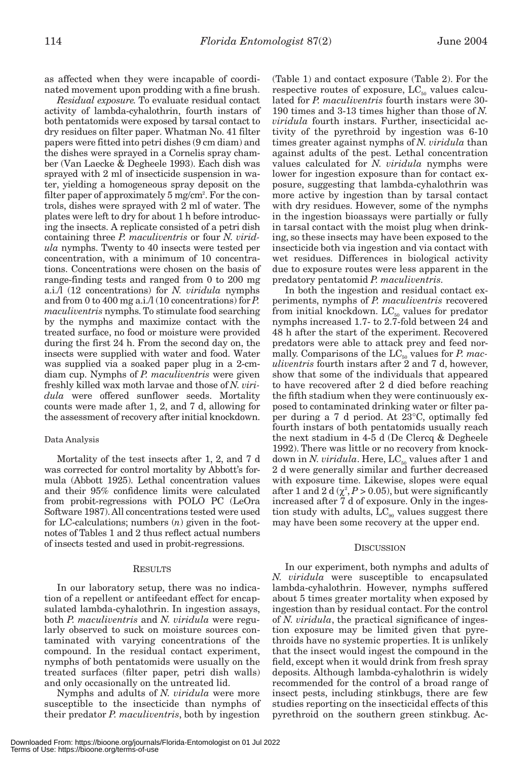as affected when they were incapable of coordinated movement upon prodding with a fine brush.

*Residual exposure.* To evaluate residual contact activity of lambda-cyhalothrin, fourth instars of both pentatomids were exposed by tarsal contact to dry residues on filter paper. Whatman No. 41 filter papers were fitted into petri dishes (9 cm diam) and the dishes were sprayed in a Cornelis spray chamber (Van Laecke & Degheele 1993). Each dish was sprayed with 2 ml of insecticide suspension in water, yielding a homogeneous spray deposit on the filter paper of approximately 5 mg/cm$^2$. For the controls, dishes were sprayed with 2 ml of water. The plates were left to dry for about 1 h before introducing the insects. A replicate consisted of a petri dish containing three *P. maculiventris* or four *N. viridula* nymphs. Twenty to 40 insects were tested per concentration, with a minimum of 10 concentrations. Concentrations were chosen on the basis of range-finding tests and ranged from 0 to 200 mg a.i./l (12 concentrations) for *N. viridula* nymphs and from 0 to 400 mg a.i./l (10 concentrations) for *P. maculiventris* nymphs. To stimulate food searching by the nymphs and maximize contact with the treated surface, no food or moisture were provided during the first 24 h. From the second day on, the insects were supplied with water and food. Water was supplied via a soaked paper plug in a 2-cm-diam cup. Nymphs of *P. maculiventris* were given freshly killed wax moth larvae and those of *N. viridula* were offered sunflower seeds. Mortality counts were made after 1, 2, and 7 d, allowing for the assessment of recovery after initial knockdown.

### Data Analysis

Mortality of the test insects after 1, 2, and 7 d was corrected for control mortality by Abbott's formula (Abbott 1925). Lethal concentration values and their 95% confidence limits were calculated from probit-regressions with POLO PC (LeOra Software 1987). All concentrations tested were used for LC-calculations; numbers (*n*) given in the footnotes of Tables 1 and 2 thus reflect actual numbers of insects tested and used in probit-regressions.

## Results

In our laboratory setup, there was no indication of a repellent or antifeedant effect for encapsulated lambda-cyhalothrin. In ingestion assays, both *P. maculiventris* and *N. viridula* were regularly observed to suck on moisture sources contaminated with varying concentrations of the compound. In the residual contact experiment, nymphs of both pentatomids were usually on the treated surfaces (filter paper, petri dish walls) and only occasionally on the untreated lid.

Nymphs and adults of *N. viridula* were more susceptible to the insecticide than nymphs of their predator *P. maculiventris*, both by ingestion (Table 1) and contact exposure (Table 2). For the respective routes of exposure, $LC_{50}$ values calculated for *P. maculiventris* fourth instars were 30-190 times and 3-13 times higher than those of *N. viridula* fourth instars. Further, insecticidal activity of the pyrethroid by ingestion was 6-10 times greater against nymphs of *N. viridula* than against adults of the pest. Lethal concentration values calculated for *N. viridula* nymphs were lower for ingestion exposure than for contact exposure, suggesting that lambda-cyhalothrin was more active by ingestion than by tarsal contact with dry residues. However, some of the nymphs in the ingestion bioassays were partially or fully in tarsal contact with the moist plug when drinking, so these insects may have been exposed to the insecticide both via ingestion and via contact with wet residues. Differences in biological activity due to exposure routes were less apparent in the predatory pentatomid *P. maculiventris*.

In both the ingestion and residual contact experiments, nymphs of *P. maculiventris* recovered from initial knockdown. $LC_{50}$ values for predator nymphs increased 1.7- to 2.7-fold between 24 and 48 h after the start of the experiment. Recovered predators were able to attack prey and feed normally. Comparisons of the $LC_{50}$ values for *P. maculiventris* fourth instars after 2 and 7 d, however, show that some of the individuals that appeared to have recovered after 2 d died before reaching the fifth stadium when they were continuously exposed to contaminated drinking water or filter paper during a 7 d period. At 23°C, optimally fed fourth instars of both pentatomids usually reach the next stadium in 4-5 d (De Clercq & Degheele 1992). There was little or no recovery from knockdown in *N. viridula*. Here, $LC_{50}$ values after 1 and 2 d were generally similar and further decreased with exposure time. Likewise, slopes were equal after 1 and 2 d ($\chi^2$, $P > 0.05$), but were significantly increased after 7 d of exposure. Only in the ingestion study with adults, $LC_{90}$ values suggest there may have been some recovery at the upper end.

## Discussion

In our experiment, both nymphs and adults of *N. viridula* were susceptible to encapsulated lambda-cyhalothrin. However, nymphs suffered about 5 times greater mortality when exposed by ingestion than by residual contact. For the control of *N. viridula*, the practical significance of ingestion exposure may be limited given that pyrethroids have no systemic properties. It is unlikely that the insect would ingest the compound in the field, except when it would drink from fresh spray deposits. Although lambda-cyhalothrin is widely recommended for the control of a broad range of insect pests, including stinkbugs, there are few studies reporting on the insecticidal effects of this pyrethroid on the southern green stinkbug. Ac-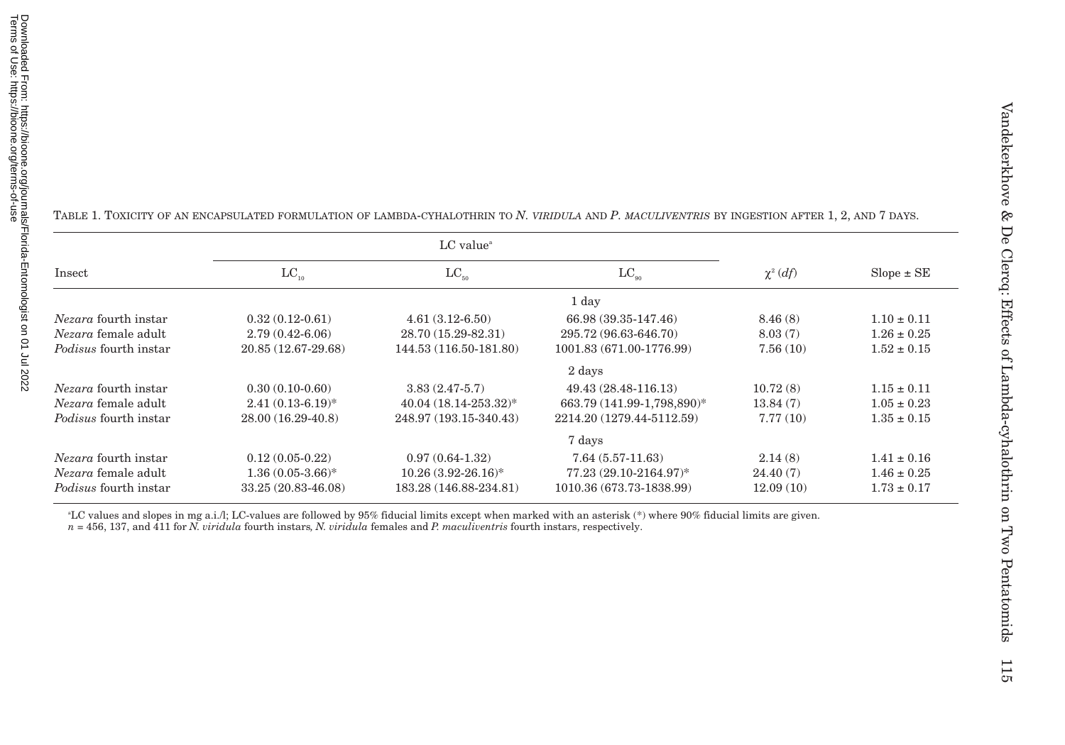Table 1. Toxicity of an encapsulated formulation of lambda-cyhalothrin to *N. viridula* and *P. maculiventris* by ingestion after 1, 2, and 7 days.

| Insect | LC value[a] | | | $\chi^2$ (*df*) | Slope ± SE |
|---|---|---|---|---|---|
| | $LC_{10}$ | $LC_{50}$ | $LC_{90}$ | | |
| | | | 1 day | | |
| *Nezara* fourth instar | 0.32 (0.12-0.61) | 4.61 (3.12-6.50) | 66.98 (39.35-147.46) | 8.46 (8) | 1.10 ± 0.11 |
| *Nezara* female adult | 2.79 (0.42-6.06) | 28.70 (15.29-82.31) | 295.72 (96.63-646.70) | 8.03 (7) | 1.26 ± 0.25 |
| *Podisus* fourth instar | 20.85 (12.67-29.68) | 144.53 (116.50-181.80) | 1001.83 (671.00-1776.99) | 7.56 (10) | 1.52 ± 0.15 |
| | | | 2 days | | |
| *Nezara* fourth instar | 0.30 (0.10-0.60) | 3.83 (2.47-5.7) | 49.43 (28.48-116.13) | 10.72 (8) | 1.15 ± 0.11 |
| *Nezara* female adult | 2.41 (0.13-6.19)* | 40.04 (18.14-253.32)* | 663.79 (141.99-1,798,890)* | 13.84 (7) | 1.05 ± 0.23 |
| *Podisus* fourth instar | 28.00 (16.29-40.8) | 248.97 (193.15-340.43) | 2214.20 (1279.44-5112.59) | 7.77 (10) | 1.35 ± 0.15 |
| | | | 7 days | | |
| *Nezara* fourth instar | 0.12 (0.05-0.22) | 0.97 (0.64-1.32) | 7.64 (5.57-11.63) | 2.14 (8) | 1.41 ± 0.16 |
| *Nezara* female adult | 1.36 (0.05-3.66)* | 10.26 (3.92-26.16)* | 77.23 (29.10-2164.97)* | 24.40 (7) | 1.46 ± 0.25 |
| *Podisus* fourth instar | 33.25 (20.83-46.08) | 183.28 (146.88-234.81) | 1010.36 (673.73-1838.99) | 12.09 (10) | 1.73 ± 0.17 |

[a]LC values and slopes in mg a.i./l; LC-values are followed by 95% fiducial limits except when marked with an asterisk (*) where 90% fiducial limits are given.
$n$ = 456, 137, and 411 for *N. viridula* fourth instars, *N. viridula* females and *P. maculiventris* fourth instars, respectively.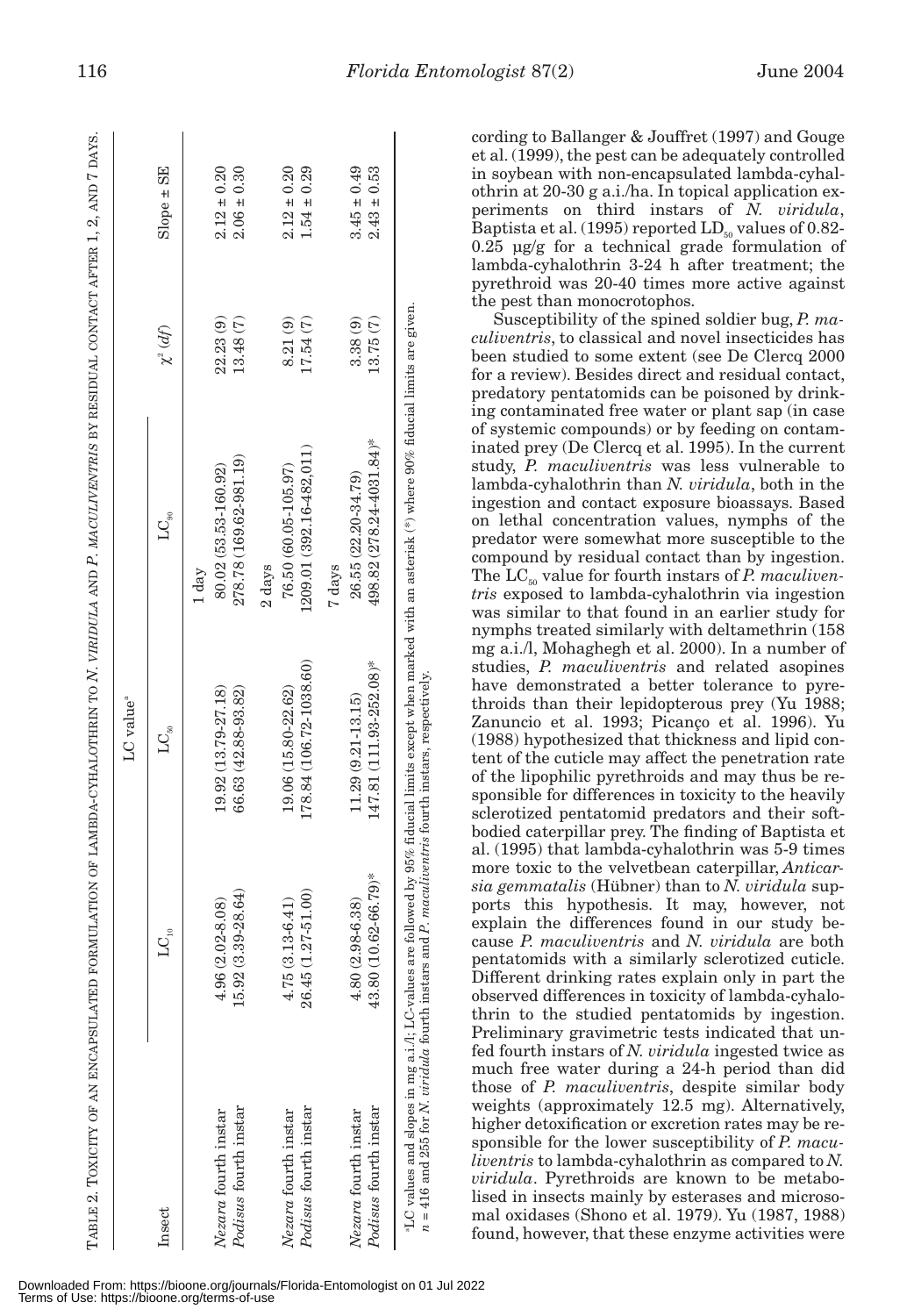TABLE 2. TOXICITY OF AN ENCAPSULATED FORMULATION OF LAMBDA-CYHALOTHRIN TO *N. VIRIDULA* AND *P. MACULIVENTRIS* BY RESIDUAL CONTACT AFTER 1, 2, AND 7 DAYS.

| Insect | LC value[a] | | | $\chi^2$ (*df*) | Slope ± SE |
|---|---|---|---|---|---|
| | $LC_{10}$ | $LC_{50}$ | $LC_{90}$ | | |
| | | | 1 day | | |
| *Nezara* fourth instar | 4.96 (2.02-8.08) | 19.92 (13.79-27.18) | 80.02 (53.53-160.92) | 22.23 (9) | 2.12 ± 0.20 |
| *Podisus* fourth instar | 15.92 (3.39-28.64) | 66.63 (42.88-93.82) | 278.78 (169.62-981.19) | 13.48 (7) | 2.06 ± 0.30 |
| | | | 2 days | | |
| *Nezara* fourth instar | 4.75 (3.13-6.41) | 19.06 (15.80-22.62) | 76.50 (60.05-105.97) | 8.21 (9) | 2.12 ± 0.20 |
| *Podisus* fourth instar | 26.45 (1.27-51.00) | 178.84 (106.72-1038.60) | 1209.01 (392.16-482,011) | 17.54 (7) | 1.54 ± 0.29 |
| | | | 7 days | | |
| *Nezara* fourth instar | 4.80 (2.98-6.38) | 11.29 (9.21-13.15) | 26.55 (22.20-34.79) | 3.38 (9) | 3.45 ± 0.49 |
| *Podisus* fourth instar | 43.80 (10.62-66.79)* | 147.81 (111.93-252.08)* | 498.82 (278.24-4031.84)* | 13.75 (7) | 2.43 ± 0.53 |

[a]LC values and slopes in mg a.i./l; LC-values are followed by 95% fiducial limits except when marked with an asterisk (*) where 90% fiducial limits are given.
$n$ = 416 and 255 for *N. viridula* fourth instars and *P. maculiventris* fourth instars, respectively.

cording to Ballanger & Jouffret (1997) and Gouge et al. (1999), the pest can be adequately controlled in soybean with non-encapsulated lambda-cyhalothrin at 20-30 g a.i./ha. In topical application experiments on third instars of *N. viridula*, Baptista et al. (1995) reported $LD_{50}$ values of 0.82-0.25 µg/g for a technical grade formulation of lambda-cyhalothrin 3-24 h after treatment; the pyrethroid was 20-40 times more active against the pest than monocrotophos.

Susceptibility of the spined soldier bug, *P. maculiventris*, to classical and novel insecticides has been studied to some extent (see De Clercq 2000 for a review). Besides direct and residual contact, predatory pentatomids can be poisoned by drinking contaminated free water or plant sap (in case of systemic compounds) or by feeding on contaminated prey (De Clercq et al. 1995). In the current study, *P. maculiventris* was less vulnerable to lambda-cyhalothrin than *N. viridula*, both in the ingestion and contact exposure bioassays. Based on lethal concentration values, nymphs of the predator were somewhat more susceptible to the compound by residual contact than by ingestion. The $LC_{50}$ value for fourth instars of *P. maculiventris* exposed to lambda-cyhalothrin via ingestion was similar to that found in an earlier study for nymphs treated similarly with deltamethrin (158 mg a.i./l, Mohaghegh et al. 2000). In a number of studies, *P. maculiventris* and related asopines have demonstrated a better tolerance to pyrethroids than their lepidopterous prey (Yu 1988; Zanuncio et al. 1993; Picanço et al. 1996). Yu (1988) hypothesized that thickness and lipid content of the cuticle may affect the penetration rate of the lipophilic pyrethroids and may thus be responsible for differences in toxicity to the heavily sclerotized pentatomid predators and their soft-bodied caterpillar prey. The finding of Baptista et al. (1995) that lambda-cyhalothrin was 5-9 times more toxic to the velvetbean caterpillar, *Anticarsia gemmatalis* (Hübner) than to *N. viridula* supports this hypothesis. It may, however, not explain the differences found in our study because *P. maculiventris* and *N. viridula* are both pentatomids with a similarly sclerotized cuticle. Different drinking rates explain only in part the observed differences in toxicity of lambda-cyhalothrin to the studied pentatomids by ingestion. Preliminary gravimetric tests indicated that unfed fourth instars of *N. viridula* ingested twice as much free water during a 24-h period than did those of *P. maculiventris*, despite similar body weights (approximately 12.5 mg). Alternatively, higher detoxification or excretion rates may be responsible for the lower susceptibility of *P. maculiventris* to lambda-cyhalothrin as compared to *N. viridula*. Pyrethroids are known to be metabolised in insects mainly by esterases and microsomal oxidases (Shono et al. 1979). Yu (1987, 1988) found, however, that these enzyme activities were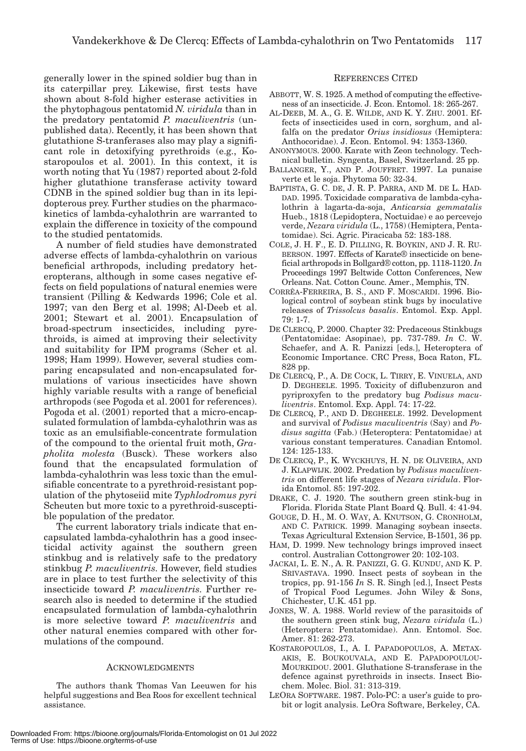generally lower in the spined soldier bug than in its caterpillar prey. Likewise, first tests have shown about 8-fold higher esterase activities in the phytophagous pentatomid *N. viridula* than in the predatory pentatomid *P. maculiventris* (unpublished data). Recently, it has been shown that glutathione S-tranferases also may play a significant role in detoxifying pyrethroids (e.g., Kostaropoulos et al. 2001). In this context, it is worth noting that Yu (1987) reported about 2-fold higher glutathione transferase activity toward CDNB in the spined soldier bug than in its lepidopterous prey. Further studies on the pharmacokinetics of lambda-cyhalothrin are warranted to explain the difference in toxicity of the compound to the studied pentatomids.

A number of field studies have demonstrated adverse effects of lambda-cyhalothrin on various beneficial arthropods, including predatory heteropterans, although in some cases negative effects on field populations of natural enemies were transient (Pilling & Kedwards 1996; Cole et al. 1997; van den Berg et al. 1998; Al-Deeb et al. 2001; Stewart et al. 2001). Encapsulation of broad-spectrum insecticides, including pyrethroids, is aimed at improving their selectivity and suitability for IPM programs (Scher et al. 1998; Ham 1999). However, several studies comparing encapsulated and non-encapsulated formulations of various insecticides have shown highly variable results with a range of beneficial arthropods (see Pogoda et al. 2001 for references). Pogoda et al. (2001) reported that a micro-encapsulated formulation of lambda-cyhalothrin was as toxic as an emulsifiable-concentrate formulation of the compound to the oriental fruit moth, *Grapholita molesta* (Busck). These workers also found that the encapsulated formulation of lambda-cyhalothrin was less toxic than the emulsifiable concentrate to a pyrethroid-resistant population of the phytoseiid mite *Typhlodromus pyri* Scheuten but more toxic to a pyrethroid-susceptible population of the predator.

The current laboratory trials indicate that encapsulated lambda-cyhalothrin has a good insecticidal activity against the southern green stinkbug and is relatively safe to the predatory stinkbug *P. maculiventris.* However, field studies are in place to test further the selectivity of this insecticide toward *P. maculiventris.* Further research also is needed to determine if the studied encapsulated formulation of lambda-cyhalothrin is more selective toward *P. maculiventris* and other natural enemies compared with other formulations of the compound.

## Acknowledgments

The authors thank Thomas Van Leeuwen for his helpful suggestions and Bea Roos for excellent technical assistance.

## References Cited

ABBOTT, W. S. 1925. A method of computing the effectiveness of an insecticide. J. Econ. Entomol. 18: 265-267.

AL-DEEB, M. A., G. E. WILDE, AND K. Y. ZHU. 2001. Effects of insecticides used in corn, sorghum, and alfalfa on the predator *Orius insidiosus* (Hemiptera: Anthocoridae). J. Econ. Entomol. 94: 1353-1360.

ANONYMOUS. 2000. Karate with Zeon technology. Technical bulletin. Syngenta, Basel, Switzerland. 25 pp.

BALLANGER, Y., AND P. JOUFFRET. 1997. La punaise verte et le soja. Phytoma 50: 32-34.

BAPTISTA, G. C. DE, J. R. P. PARRA, AND M. DE L. HADDAD. 1995. Toxicidade comparativa de lambda-cyhalothrin à lagarta-da-soja, *Anticarsia gemmatalis* Hueb., 1818 (Lepidoptera, Noctuidae) e ao percevejo verde, *Nezara viridula* (L., 1758) (Hemiptera, Pentatomidae). Sci. Agric. Piracicaba 52: 183-188.

COLE, J. H. F., E. D. PILLING, R. BOYKIN, AND J. R. RUBERSON. 1997. Effects of Karate® insecticide on beneficial arthropods in Bollgard® cotton, pp. 1118-1120. *In* Proceedings 1997 Beltwide Cotton Conferences, New Orleans. Nat. Cotton Counc. Amer., Memphis, TN.

CORRÊA-FERREIRA, B. S., AND F. MOSCARDI. 1996. Biological control of soybean stink bugs by inoculative releases of *Trissolcus basalis*. Entomol. Exp. Appl. 79: 1-7.

DE CLERCQ, P. 2000. Chapter 32: Predaceous Stinkbugs (Pentatomidae: Asopinae), pp. 737-789. *In* C. W. Schaefer, and A. R. Panizzi [eds.], Heteroptera of Economic Importance. CRC Press, Boca Raton, FL. 828 pp.

DE CLERCQ, P., A. DE COCK, L. TIRRY, E. VINUELA, AND D. DEGHEELE. 1995. Toxicity of diflubenzuron and pyriproxyfen to the predatory bug *Podisus maculiventris*. Entomol. Exp. Appl. 74: 17-22.

DE CLERCQ, P., AND D. DEGHEELE. 1992. Development and survival of *Podisus maculiventris* (Say) and *Podisus sagitta* (Fab.) (Heteroptera: Pentatomidae) at various constant temperatures. Canadian Entomol. 124: 125-133.

DE CLERCQ, P., K. WYCKHUYS, H. N. DE OLIVEIRA, AND J. KLAPWIJK. 2002. Predation by *Podisus maculiventris* on different life stages of *Nezara viridula*. Florida Entomol. 85: 197-202.

DRAKE, C. J. 1920. The southern green stink-bug in Florida. Florida State Plant Board Q. Bull. 4: 41-94.

GOUGE, D. H., M. O. WAY, A. KNUTSON, G. CRONHOLM, AND C. PATRICK. 1999. Managing soybean insects. Texas Agricultural Extension Service, B-1501, 36 pp.

HAM, D. 1999. New technology brings improved insect control. Australian Cottongrower 20: 102-103.

JACKAI, L. E. N., A. R. PANIZZI, G. G. KUNDU, AND K. P. SRIVASTAVA. 1990. Insect pests of soybean in the tropics, pp. 91-156 *In* S. R. Singh [ed.], Insect Pests of Tropical Food Legumes. John Wiley & Sons, Chichester, U.K. 451 pp.

JONES, W. A. 1988. World review of the parasitoids of the southern green stink bug, *Nezara viridula* (L.) (Heteroptera: Pentatomidae). Ann. Entomol. Soc. Amer. 81: 262-273.

KOSTAROPOULOS, I., A. I. PAPADOPOULOS, A. METAXAKIS, E. BOUKOUVALA, AND E. PAPADOPOULOU-MOURKIDOU. 2001. Gluthatione S-transferase in the defence against pyrethroids in insects. Insect Biochem. Molec. Biol. 31: 313-319.

LEORA SOFTWARE. 1987. Polo-PC: a user's guide to probit or logit analysis. LeOra Software, Berkeley, CA.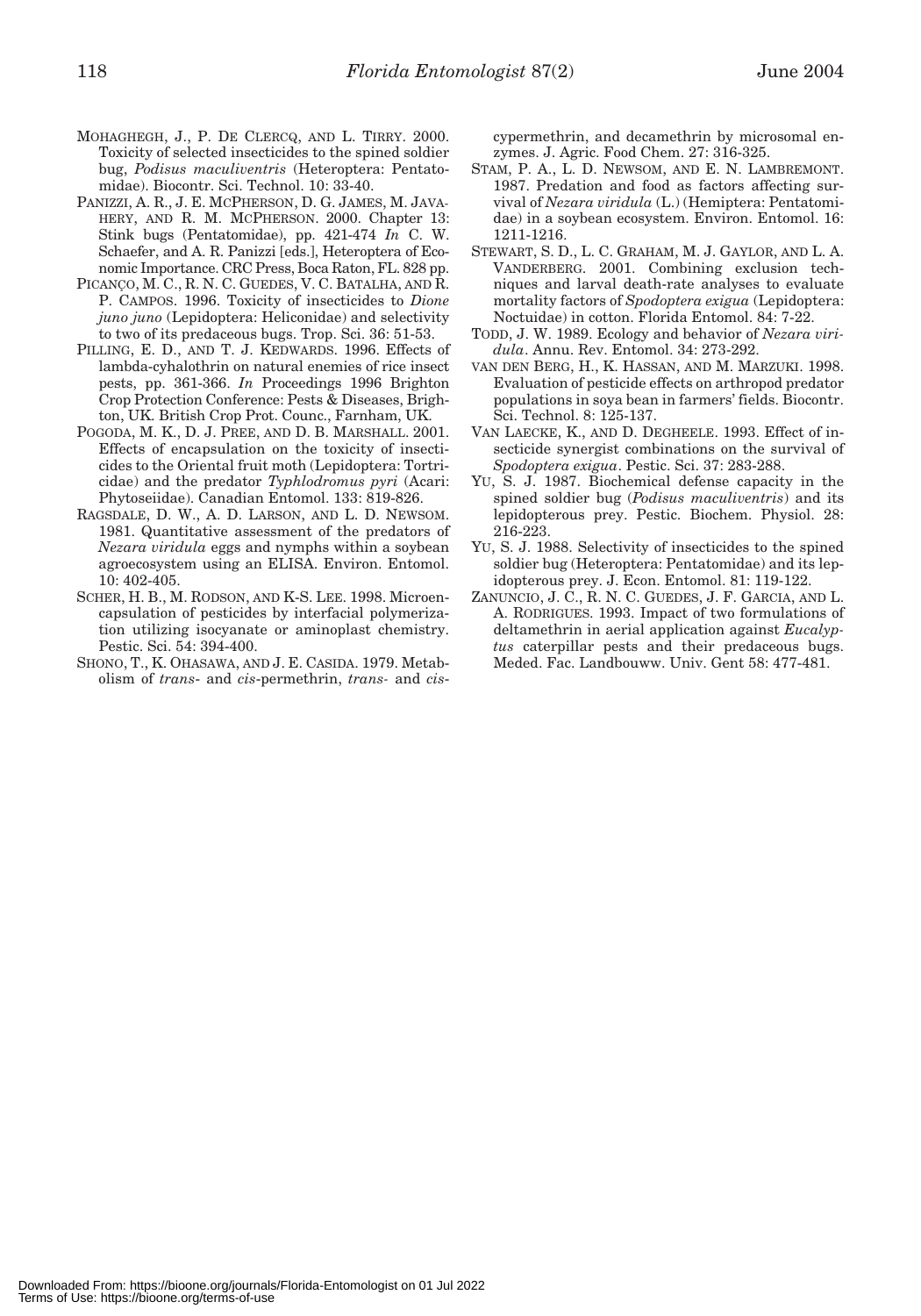MOHAGHEGH, J., P. DE CLERCQ, AND L. TIRRY. 2000. Toxicity of selected insecticides to the spined soldier bug, *Podisus maculiventris* (Heteroptera: Pentatomidae). Biocontr. Sci. Technol. 10: 33-40.

PANIZZI, A. R., J. E. MCPHERSON, D. G. JAMES, M. JAVAHERY, AND R. M. MCPHERSON. 2000. Chapter 13: Stink bugs (Pentatomidae), pp. 421-474 *In* C. W. Schaefer, and A. R. Panizzi [eds.], Heteroptera of Economic Importance. CRC Press, Boca Raton, FL. 828 pp.

PICANÇO, M. C., R. N. C. GUEDES, V. C. BATALHA, AND R. P. CAMPOS. 1996. Toxicity of insecticides to *Dione juno juno* (Lepidoptera: Heliconidae) and selectivity to two of its predaceous bugs. Trop. Sci. 36: 51-53.

PILLING, E. D., AND T. J. KEDWARDS. 1996. Effects of lambda-cyhalothrin on natural enemies of rice insect pests, pp. 361-366. *In* Proceedings 1996 Brighton Crop Protection Conference: Pests & Diseases, Brighton, UK. British Crop Prot. Counc., Farnham, UK.

POGODA, M. K., D. J. PREE, AND D. B. MARSHALL. 2001. Effects of encapsulation on the toxicity of insecticides to the Oriental fruit moth (Lepidoptera: Tortricidae) and the predator *Typhlodromus pyri* (Acari: Phytoseiidae). Canadian Entomol. 133: 819-826.

RAGSDALE, D. W., A. D. LARSON, AND L. D. NEWSOM. 1981. Quantitative assessment of the predators of *Nezara viridula* eggs and nymphs within a soybean agroecosystem using an ELISA. Environ. Entomol. 10: 402-405.

SCHER, H. B., M. RODSON, AND K-S. LEE. 1998. Microencapsulation of pesticides by interfacial polymerization utilizing isocyanate or aminoplast chemistry. Pestic. Sci. 54: 394-400.

SHONO, T., K. OHASAWA, AND J. E. CASIDA. 1979. Metabolism of *trans*- and *cis*-permethrin, *trans*- and *cis*-cypermethrin, and decamethrin by microsomal enzymes. J. Agric. Food Chem. 27: 316-325.

STAM, P. A., L. D. NEWSOM, AND E. N. LAMBREMONT. 1987. Predation and food as factors affecting survival of *Nezara viridula* (L.) (Hemiptera: Pentatomidae) in a soybean ecosystem. Environ. Entomol. 16: 1211-1216.

STEWART, S. D., L. C. GRAHAM, M. J. GAYLOR, AND L. A. VANDERBERG. 2001. Combining exclusion techniques and larval death-rate analyses to evaluate mortality factors of *Spodoptera exigua* (Lepidoptera: Noctuidae) in cotton. Florida Entomol. 84: 7-22.

TODD, J. W. 1989. Ecology and behavior of *Nezara viridula*. Annu. Rev. Entomol. 34: 273-292.

VAN DEN BERG, H., K. HASSAN, AND M. MARZUKI. 1998. Evaluation of pesticide effects on arthropod predator populations in soya bean in farmers' fields. Biocontr. Sci. Technol. 8: 125-137.

VAN LAECKE, K., AND D. DEGHEELE. 1993. Effect of insecticide synergist combinations on the survival of *Spodoptera exigua*. Pestic. Sci. 37: 283-288.

YU, S. J. 1987. Biochemical defense capacity in the spined soldier bug (*Podisus maculiventris*) and its lepidopterous prey. Pestic. Biochem. Physiol. 28: 216-223.

YU, S. J. 1988. Selectivity of insecticides to the spined soldier bug (Heteroptera: Pentatomidae) and its lepidopterous prey. J. Econ. Entomol. 81: 119-122.

ZANUNCIO, J. C., R. N. C. GUEDES, J. F. GARCIA, AND L. A. RODRIGUES. 1993. Impact of two formulations of deltamethrin in aerial application against *Eucalyptus* caterpillar pests and their predaceous bugs. Meded. Fac. Landbouww. Univ. Gent 58: 477-481.